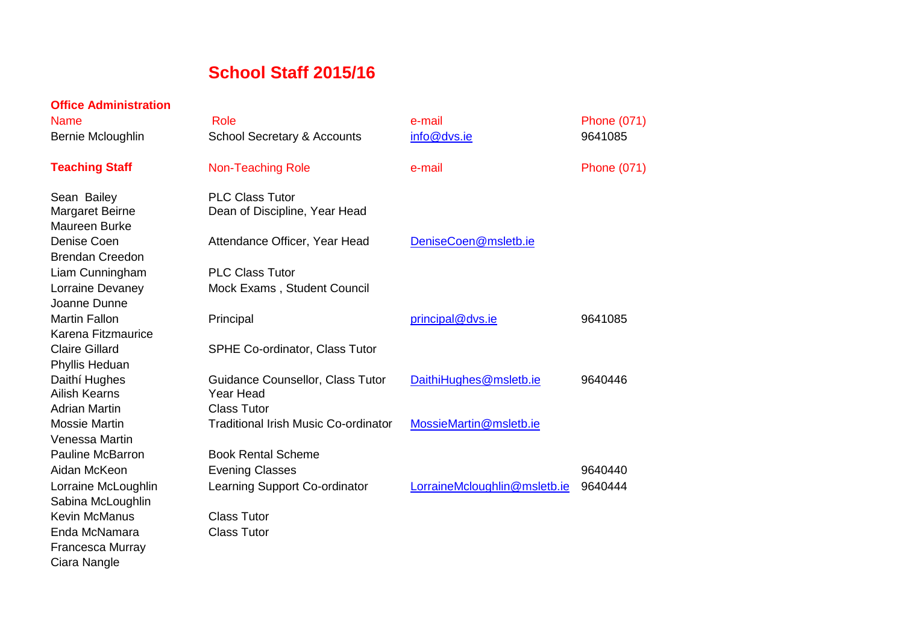# School Staff 2015/16

## Office Administration

| Name | Role | e-mail | Phone (071) |
|---|---|---|---|
| Bernie Mcloughlin | School Secretary & Accounts | info@dvs.ie | 9641085 |

## Teaching Staff

| Teaching Staff | Non-Teaching Role | e-mail | Phone (071) |
|---|---|---|---|
| Sean Bailey | PLC Class Tutor | | |
| Margaret Beirne | Dean of Discipline, Year Head | | |
| Maureen Burke | | | |
| Denise Coen | Attendance Officer, Year Head | DeniseCoen@msletb.ie | |
| Brendan Creedon | | | |
| Liam Cunningham | PLC Class Tutor | | |
| Lorraine Devaney | Mock Exams , Student Council | | |
| Joanne Dunne | | | |
| Martin Fallon | Principal | principal@dvs.ie | 9641085 |
| Karena Fitzmaurice | | | |
| Claire Gillard | SPHE Co-ordinator, Class Tutor | | |
| Phyllis Heduan | | | |
| Daithí Hughes | Guidance Counsellor, Class Tutor | DaithiHughes@msletb.ie | 9640446 |
| Ailish Kearns | Year Head | | |
| Adrian Martin | Class Tutor | | |
| Mossie Martin | Traditional Irish Music Co-ordinator | MossieMartin@msletb.ie | |
| Venessa Martin | | | |
| Pauline McBarron | Book Rental Scheme | | |
| Aidan McKeon | Evening Classes | | 9640440 |
| Lorraine McLoughlin | Learning Support Co-ordinator | LorraineMcloughlin@msletb.ie | 9640444 |
| Sabina McLoughlin | | | |
| Kevin McManus | Class Tutor | | |
| Enda McNamara | Class Tutor | | |
| Francesca Murray | | | |
| Ciara Nangle | | | |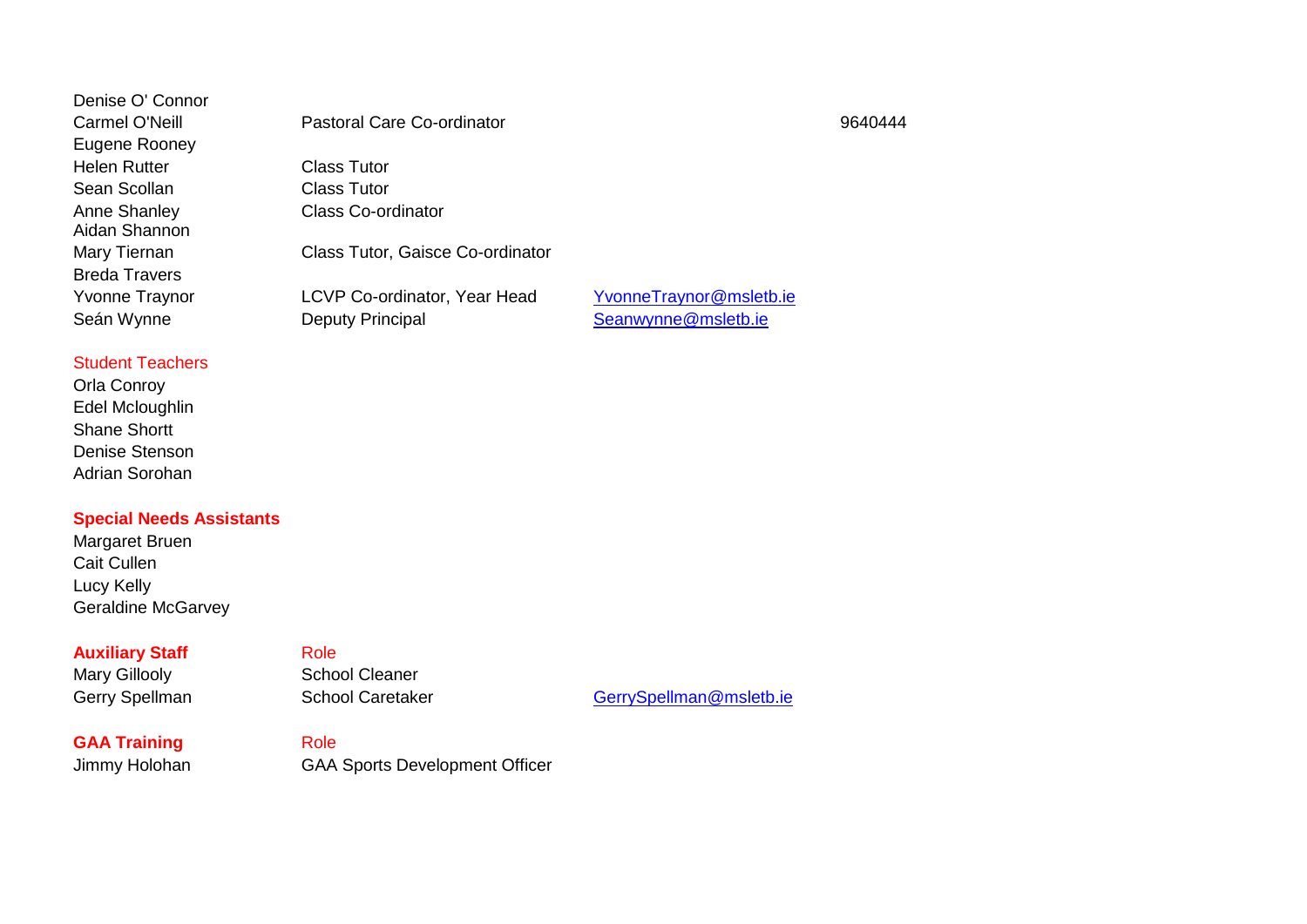| | | | |
|---|---|---|---|
| Denise O' Connor | | | |
| Carmel O'Neill | Pastoral Care Co-ordinator | | 9640444 |
| Eugene Rooney | | | |
| Helen Rutter | Class Tutor | | |
| Sean Scollan | Class Tutor | | |
| Anne Shanley | Class Co-ordinator | | |
| Aidan Shannon | | | |
| Mary Tiernan | Class Tutor, Gaisce Co-ordinator | | |
| Breda Travers | | | |
| Yvonne Traynor | LCVP Co-ordinator, Year Head | YvonneTraynor@msletb.ie | |
| Seán Wynne | Deputy Principal | Seanwynne@msletb.ie | |

Student Teachers

Orla Conroy
Edel Mcloughlin
Shane Shortt
Denise Stenson
Adrian Sorohan

**Special Needs Assistants**

Margaret Bruen
Cait Cullen
Lucy Kelly
Geraldine McGarvey

| **Auxiliary Staff** | Role | |
|---|---|---|
| Mary Gillooly | School Cleaner | |
| Gerry Spellman | School Caretaker | GerrySpellman@msletb.ie |

| **GAA Training** | Role |
|---|---|
| Jimmy Holohan | GAA Sports Development Officer |